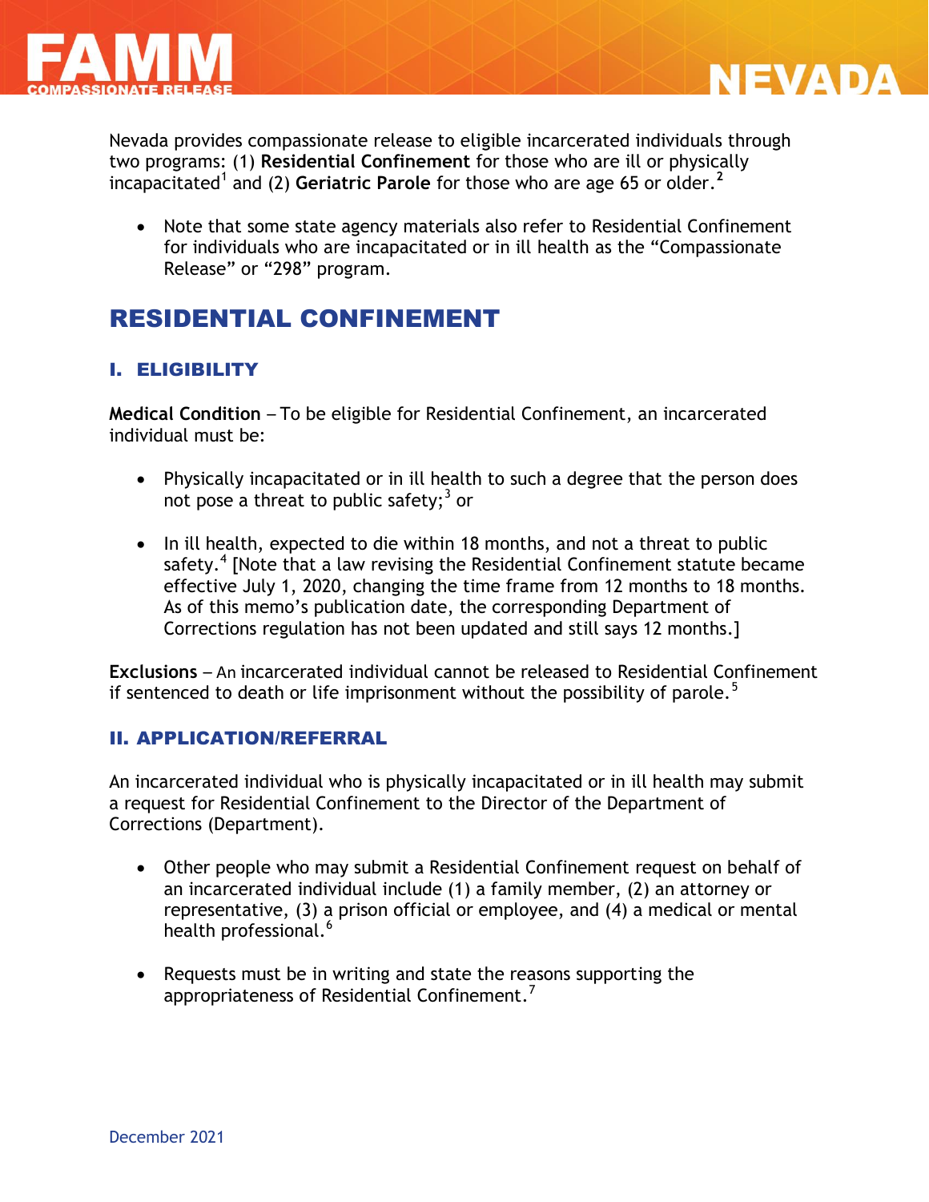# FAMM COMPASSIONATE RELEASE — NEVADA

Nevada provides compassionate release to eligible incarcerated individuals through two programs: (1) **Residential Confinement** for those who are ill or physically incapacitated[1] and (2) **Geriatric Parole** for those who are age 65 or older.[2]

- Note that some state agency materials also refer to Residential Confinement for individuals who are incapacitated or in ill health as the "Compassionate Release" or "298" program.

## RESIDENTIAL CONFINEMENT

### I. ELIGIBILITY

**Medical Condition** – To be eligible for Residential Confinement, an incarcerated individual must be:

- Physically incapacitated or in ill health to such a degree that the person does not pose a threat to public safety;[3] or
- In ill health, expected to die within 18 months, and not a threat to public safety.[4] [Note that a law revising the Residential Confinement statute became effective July 1, 2020, changing the time frame from 12 months to 18 months. As of this memo's publication date, the corresponding Department of Corrections regulation has not been updated and still says 12 months.]

**Exclusions** – An incarcerated individual cannot be released to Residential Confinement if sentenced to death or life imprisonment without the possibility of parole.[5]

### II. APPLICATION/REFERRAL

An incarcerated individual who is physically incapacitated or in ill health may submit a request for Residential Confinement to the Director of the Department of Corrections (Department).

- Other people who may submit a Residential Confinement request on behalf of an incarcerated individual include (1) a family member, (2) an attorney or representative, (3) a prison official or employee, and (4) a medical or mental health professional.[6]
- Requests must be in writing and state the reasons supporting the appropriateness of Residential Confinement.[7]

December 2021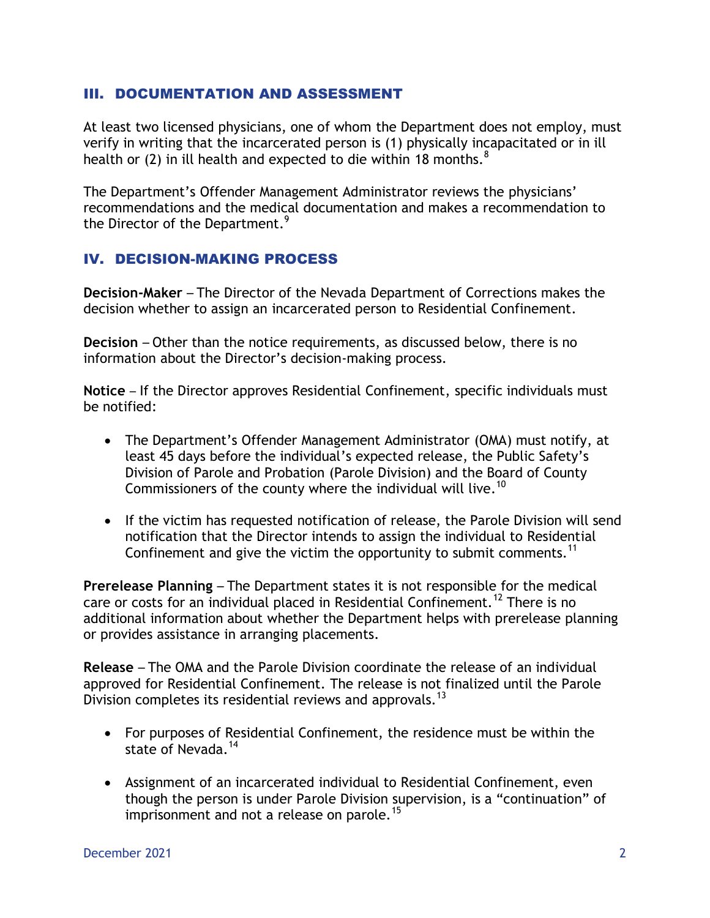## III. DOCUMENTATION AND ASSESSMENT

At least two licensed physicians, one of whom the Department does not employ, must verify in writing that the incarcerated person is (1) physically incapacitated or in ill health or (2) in ill health and expected to die within 18 months.[8]

The Department's Offender Management Administrator reviews the physicians' recommendations and the medical documentation and makes a recommendation to the Director of the Department.[9]

## IV. DECISION-MAKING PROCESS

**Decision-Maker** – The Director of the Nevada Department of Corrections makes the decision whether to assign an incarcerated person to Residential Confinement.

**Decision** – Other than the notice requirements, as discussed below, there is no information about the Director's decision-making process.

**Notice** – If the Director approves Residential Confinement, specific individuals must be notified:

- The Department's Offender Management Administrator (OMA) must notify, at least 45 days before the individual's expected release, the Public Safety's Division of Parole and Probation (Parole Division) and the Board of County Commissioners of the county where the individual will live.[10]

- If the victim has requested notification of release, the Parole Division will send notification that the Director intends to assign the individual to Residential Confinement and give the victim the opportunity to submit comments.[11]

**Prerelease Planning** – The Department states it is not responsible for the medical care or costs for an individual placed in Residential Confinement.[12] There is no additional information about whether the Department helps with prerelease planning or provides assistance in arranging placements.

**Release** – The OMA and the Parole Division coordinate the release of an individual approved for Residential Confinement. The release is not finalized until the Parole Division completes its residential reviews and approvals.[13]

- For purposes of Residential Confinement, the residence must be within the state of Nevada.[14]

- Assignment of an incarcerated individual to Residential Confinement, even though the person is under Parole Division supervision, is a "continuation" of imprisonment and not a release on parole.[15]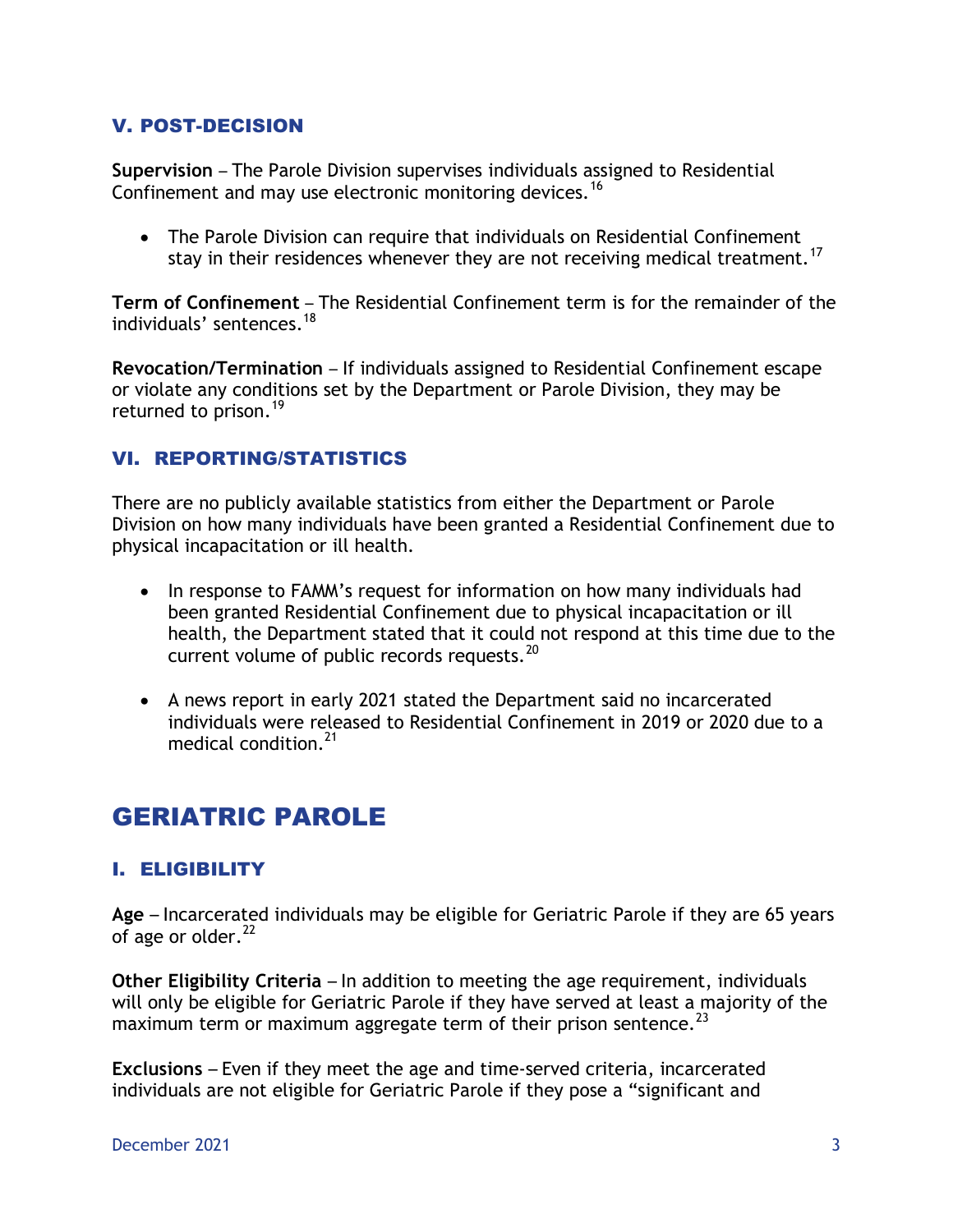### V. POST-DECISION

**Supervision** – The Parole Division supervises individuals assigned to Residential Confinement and may use electronic monitoring devices.[16]

- The Parole Division can require that individuals on Residential Confinement stay in their residences whenever they are not receiving medical treatment.[17]

**Term of Confinement** – The Residential Confinement term is for the remainder of the individuals' sentences.[18]

**Revocation/Termination** – If individuals assigned to Residential Confinement escape or violate any conditions set by the Department or Parole Division, they may be returned to prison.[19]

### VI. REPORTING/STATISTICS

There are no publicly available statistics from either the Department or Parole Division on how many individuals have been granted a Residential Confinement due to physical incapacitation or ill health.

- In response to FAMM's request for information on how many individuals had been granted Residential Confinement due to physical incapacitation or ill health, the Department stated that it could not respond at this time due to the current volume of public records requests.[20]
- A news report in early 2021 stated the Department said no incarcerated individuals were released to Residential Confinement in 2019 or 2020 due to a medical condition.[21]

## GERIATRIC PAROLE

### I. ELIGIBILITY

**Age** – Incarcerated individuals may be eligible for Geriatric Parole if they are 65 years of age or older.[22]

**Other Eligibility Criteria** – In addition to meeting the age requirement, individuals will only be eligible for Geriatric Parole if they have served at least a majority of the maximum term or maximum aggregate term of their prison sentence.[23]

**Exclusions** – Even if they meet the age and time-served criteria, incarcerated individuals are not eligible for Geriatric Parole if they pose a "significant and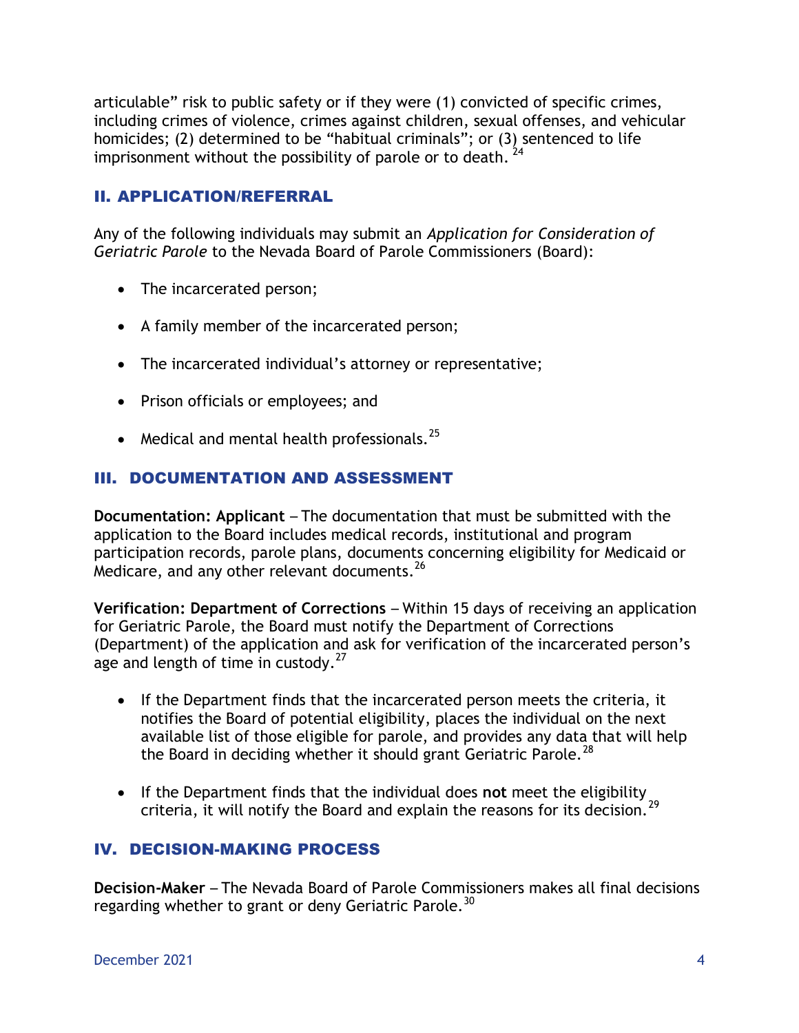articulable" risk to public safety or if they were (1) convicted of specific crimes, including crimes of violence, crimes against children, sexual offenses, and vehicular homicides; (2) determined to be "habitual criminals"; or (3) sentenced to life imprisonment without the possibility of parole or to death. [24]

## II. APPLICATION/REFERRAL

Any of the following individuals may submit an *Application for Consideration of Geriatric Parole* to the Nevada Board of Parole Commissioners (Board):

- The incarcerated person;
- A family member of the incarcerated person;
- The incarcerated individual's attorney or representative;
- Prison officials or employees; and
- Medical and mental health professionals.[25]

## III. DOCUMENTATION AND ASSESSMENT

**Documentation: Applicant** – The documentation that must be submitted with the application to the Board includes medical records, institutional and program participation records, parole plans, documents concerning eligibility for Medicaid or Medicare, and any other relevant documents.[26]

**Verification: Department of Corrections** – Within 15 days of receiving an application for Geriatric Parole, the Board must notify the Department of Corrections (Department) of the application and ask for verification of the incarcerated person's age and length of time in custody.[27]

- If the Department finds that the incarcerated person meets the criteria, it notifies the Board of potential eligibility, places the individual on the next available list of those eligible for parole, and provides any data that will help the Board in deciding whether it should grant Geriatric Parole.[28]
- If the Department finds that the individual does **not** meet the eligibility criteria, it will notify the Board and explain the reasons for its decision.[29]

## IV. DECISION-MAKING PROCESS

**Decision-Maker** – The Nevada Board of Parole Commissioners makes all final decisions regarding whether to grant or deny Geriatric Parole.[30]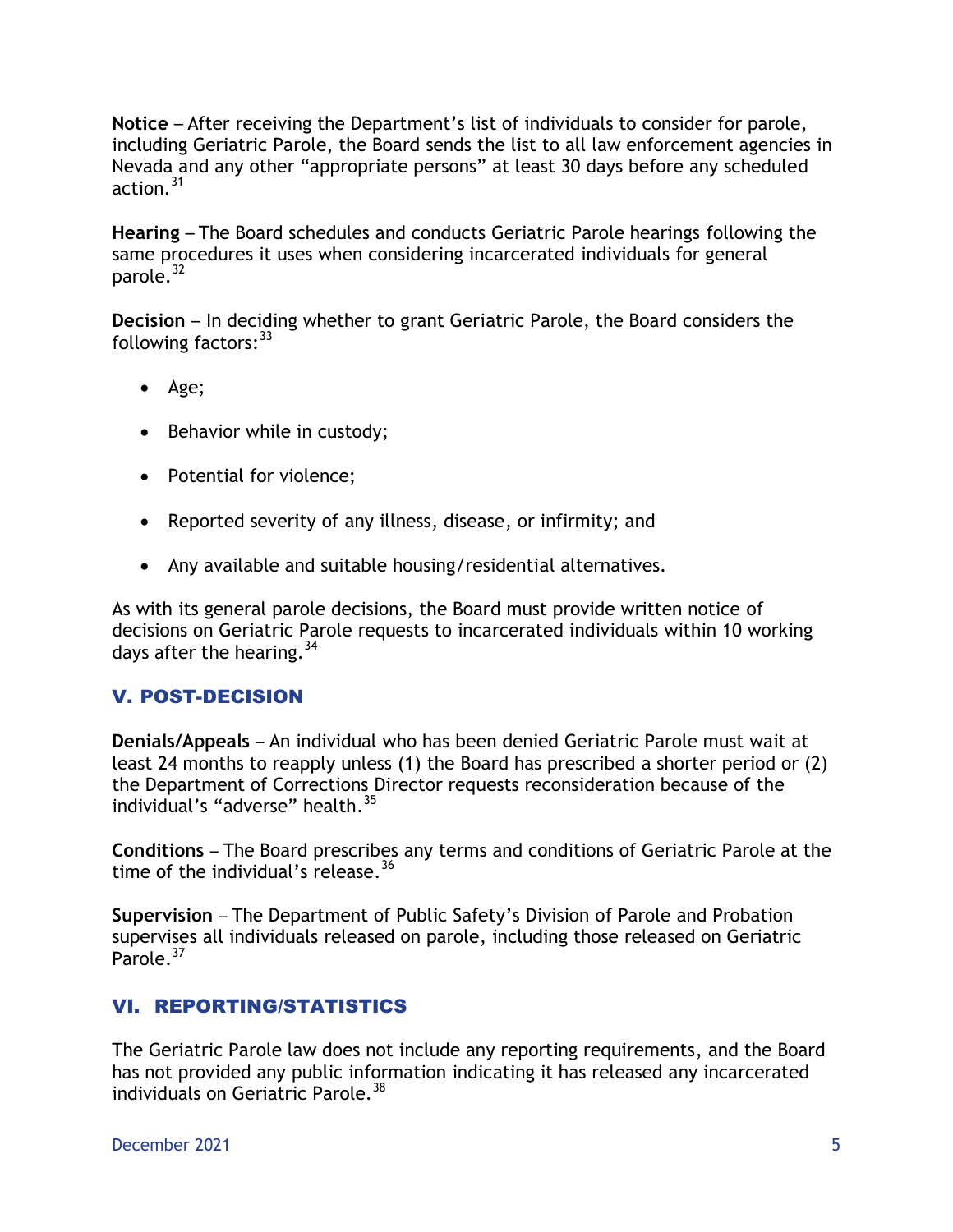**Notice** – After receiving the Department's list of individuals to consider for parole, including Geriatric Parole, the Board sends the list to all law enforcement agencies in Nevada and any other "appropriate persons" at least 30 days before any scheduled action.[31]

**Hearing** – The Board schedules and conducts Geriatric Parole hearings following the same procedures it uses when considering incarcerated individuals for general parole.[32]

**Decision** – In deciding whether to grant Geriatric Parole, the Board considers the following factors:[33]

- Age;
- Behavior while in custody;
- Potential for violence;
- Reported severity of any illness, disease, or infirmity; and
- Any available and suitable housing/residential alternatives.

As with its general parole decisions, the Board must provide written notice of decisions on Geriatric Parole requests to incarcerated individuals within 10 working days after the hearing.[34]

## V. POST-DECISION

**Denials/Appeals** – An individual who has been denied Geriatric Parole must wait at least 24 months to reapply unless (1) the Board has prescribed a shorter period or (2) the Department of Corrections Director requests reconsideration because of the individual's "adverse" health.[35]

**Conditions** – The Board prescribes any terms and conditions of Geriatric Parole at the time of the individual's release.[36]

**Supervision** – The Department of Public Safety's Division of Parole and Probation supervises all individuals released on parole, including those released on Geriatric Parole.[37]

## VI. REPORTING/STATISTICS

The Geriatric Parole law does not include any reporting requirements, and the Board has not provided any public information indicating it has released any incarcerated individuals on Geriatric Parole.[38]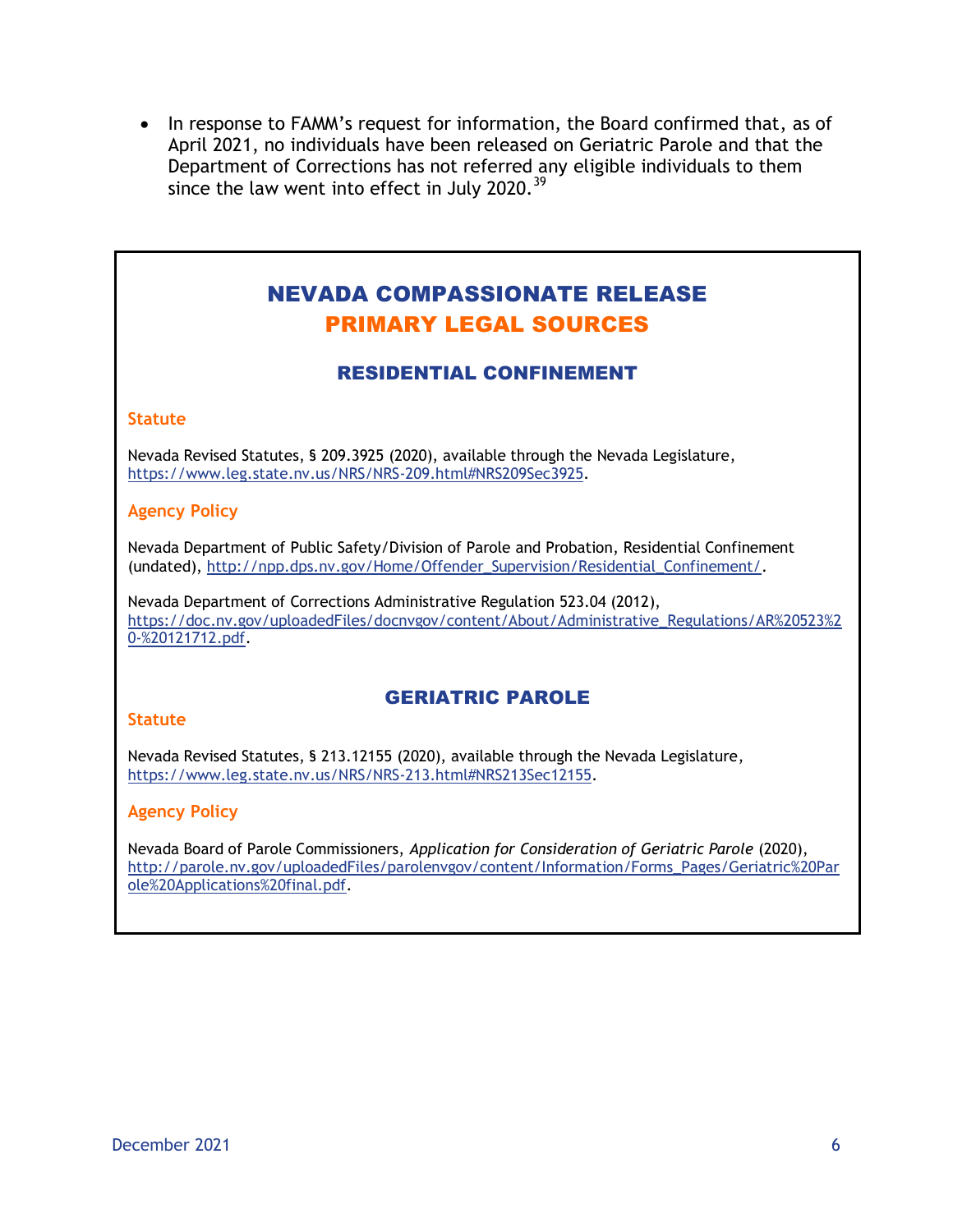- In response to FAMM's request for information, the Board confirmed that, as of April 2021, no individuals have been released on Geriatric Parole and that the Department of Corrections has not referred any eligible individuals to them since the law went into effect in July 2020.[39]

## NEVADA COMPASSIONATE RELEASE PRIMARY LEGAL SOURCES

### RESIDENTIAL CONFINEMENT

#### Statute

Nevada Revised Statutes, § 209.3925 (2020), available through the Nevada Legislature, https://www.leg.state.nv.us/NRS/NRS-209.html#NRS209Sec3925.

#### Agency Policy

Nevada Department of Public Safety/Division of Parole and Probation, Residential Confinement (undated), http://npp.dps.nv.gov/Home/Offender_Supervision/Residential_Confinement/.

Nevada Department of Corrections Administrative Regulation 523.04 (2012), https://doc.nv.gov/uploadedFiles/docnvgov/content/About/Administrative_Regulations/AR%20523%20-%20121712.pdf.

### GERIATRIC PAROLE

#### Statute

Nevada Revised Statutes, § 213.12155 (2020), available through the Nevada Legislature, https://www.leg.state.nv.us/NRS/NRS-213.html#NRS213Sec12155.

#### Agency Policy

Nevada Board of Parole Commissioners, *Application for Consideration of Geriatric Parole* (2020), http://parole.nv.gov/uploadedFiles/parolenvgov/content/Information/Forms_Pages/Geriatric%20Parole%20Applications%20final.pdf.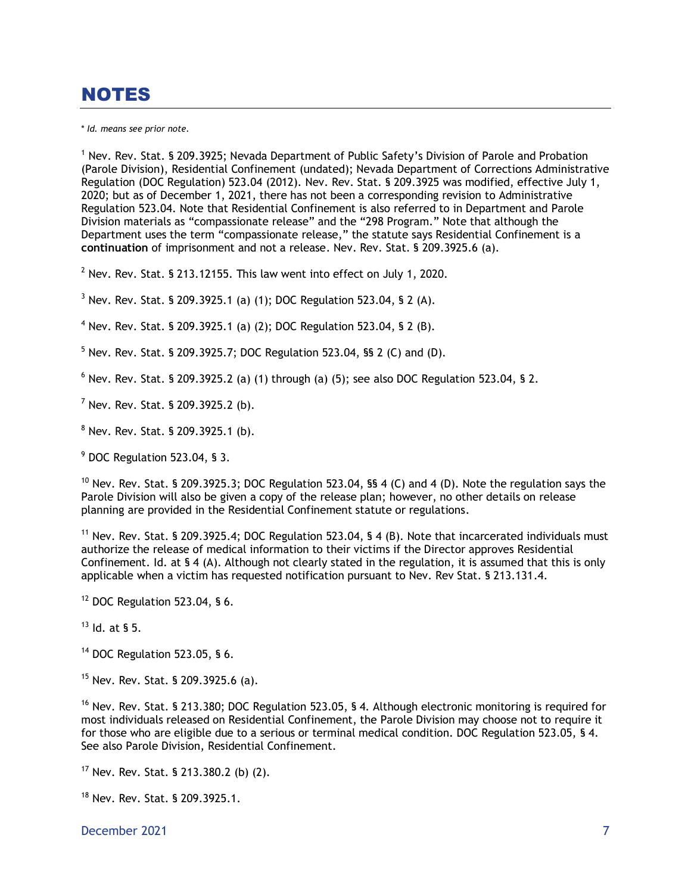## NOTES

\* *Id. means see prior note.*

[1] Nev. Rev. Stat. § 209.3925; Nevada Department of Public Safety's Division of Parole and Probation (Parole Division), Residential Confinement (undated); Nevada Department of Corrections Administrative Regulation (DOC Regulation) 523.04 (2012). Nev. Rev. Stat. § 209.3925 was modified, effective July 1, 2020; but as of December 1, 2021, there has not been a corresponding revision to Administrative Regulation 523.04. Note that Residential Confinement is also referred to in Department and Parole Division materials as "compassionate release" and the "298 Program." Note that although the Department uses the term "compassionate release," the statute says Residential Confinement is a **continuation** of imprisonment and not a release. Nev. Rev. Stat. § 209.3925.6 (a).

[2] Nev. Rev. Stat. § 213.12155. This law went into effect on July 1, 2020.

[3] Nev. Rev. Stat. § 209.3925.1 (a) (1); DOC Regulation 523.04, § 2 (A).

[4] Nev. Rev. Stat. § 209.3925.1 (a) (2); DOC Regulation 523.04, § 2 (B).

[5] Nev. Rev. Stat. § 209.3925.7; DOC Regulation 523.04, §§ 2 (C) and (D).

[6] Nev. Rev. Stat. § 209.3925.2 (a) (1) through (a) (5); see also DOC Regulation 523.04, § 2.

[7] Nev. Rev. Stat. § 209.3925.2 (b).

[8] Nev. Rev. Stat. § 209.3925.1 (b).

[9] DOC Regulation 523.04, § 3.

[10] Nev. Rev. Stat. § 209.3925.3; DOC Regulation 523.04, §§ 4 (C) and 4 (D). Note the regulation says the Parole Division will also be given a copy of the release plan; however, no other details on release planning are provided in the Residential Confinement statute or regulations.

[11] Nev. Rev. Stat. § 209.3925.4; DOC Regulation 523.04, § 4 (B). Note that incarcerated individuals must authorize the release of medical information to their victims if the Director approves Residential Confinement. Id. at § 4 (A). Although not clearly stated in the regulation, it is assumed that this is only applicable when a victim has requested notification pursuant to Nev. Rev Stat. § 213.131.4.

[12] DOC Regulation 523.04, § 6.

[13] Id. at § 5.

[14] DOC Regulation 523.05, § 6.

[15] Nev. Rev. Stat. § 209.3925.6 (a).

[16] Nev. Rev. Stat. § 213.380; DOC Regulation 523.05, § 4. Although electronic monitoring is required for most individuals released on Residential Confinement, the Parole Division may choose not to require it for those who are eligible due to a serious or terminal medical condition. DOC Regulation 523.05, § 4. See also Parole Division, Residential Confinement.

[17] Nev. Rev. Stat. § 213.380.2 (b) (2).

[18] Nev. Rev. Stat. § 209.3925.1.

December 2021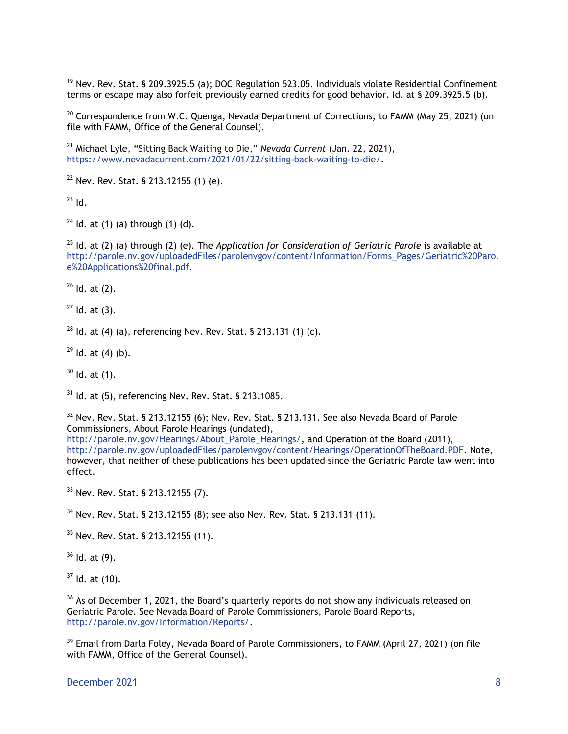[19] Nev. Rev. Stat. § 209.3925.5 (a); DOC Regulation 523.05. Individuals violate Residential Confinement terms or escape may also forfeit previously earned credits for good behavior. Id. at § 209.3925.5 (b).

[20] Correspondence from W.C. Quenga, Nevada Department of Corrections, to FAMM (May 25, 2021) (on file with FAMM, Office of the General Counsel).

[21] Michael Lyle, "Sitting Back Waiting to Die," *Nevada Current* (Jan. 22, 2021), https://www.nevadacurrent.com/2021/01/22/sitting-back-waiting-to-die/.

[22] Nev. Rev. Stat. § 213.12155 (1) (e).

[23] Id.

[24] Id. at (1) (a) through (1) (d).

[25] Id. at (2) (a) through (2) (e). The *Application for Consideration of Geriatric Parole* is available at http://parole.nv.gov/uploadedFiles/parolenvgov/content/Information/Forms_Pages/Geriatric%20Parole%20Applications%20final.pdf.

[26] Id. at (2).

[27] Id. at (3).

[28] Id. at (4) (a), referencing Nev. Rev. Stat. § 213.131 (1) (c).

[29] Id. at (4) (b).

[30] Id. at (1).

[31] Id. at (5), referencing Nev. Rev. Stat. § 213.1085.

[32] Nev. Rev. Stat. § 213.12155 (6); Nev. Rev. Stat. § 213.131. See also Nevada Board of Parole Commissioners, About Parole Hearings (undated), http://parole.nv.gov/Hearings/About_Parole_Hearings/, and Operation of the Board (2011), http://parole.nv.gov/uploadedFiles/parolenvgov/content/Hearings/OperationOfTheBoard.PDF. Note, however, that neither of these publications has been updated since the Geriatric Parole law went into effect.

[33] Nev. Rev. Stat. § 213.12155 (7).

[34] Nev. Rev. Stat. § 213.12155 (8); see also Nev. Rev. Stat. § 213.131 (11).

[35] Nev. Rev. Stat. § 213.12155 (11).

[36] Id. at (9).

[37] Id. at (10).

[38] As of December 1, 2021, the Board's quarterly reports do not show any individuals released on Geriatric Parole. See Nevada Board of Parole Commissioners, Parole Board Reports, http://parole.nv.gov/Information/Reports/.

[39] Email from Darla Foley, Nevada Board of Parole Commissioners, to FAMM (April 27, 2021) (on file with FAMM, Office of the General Counsel).